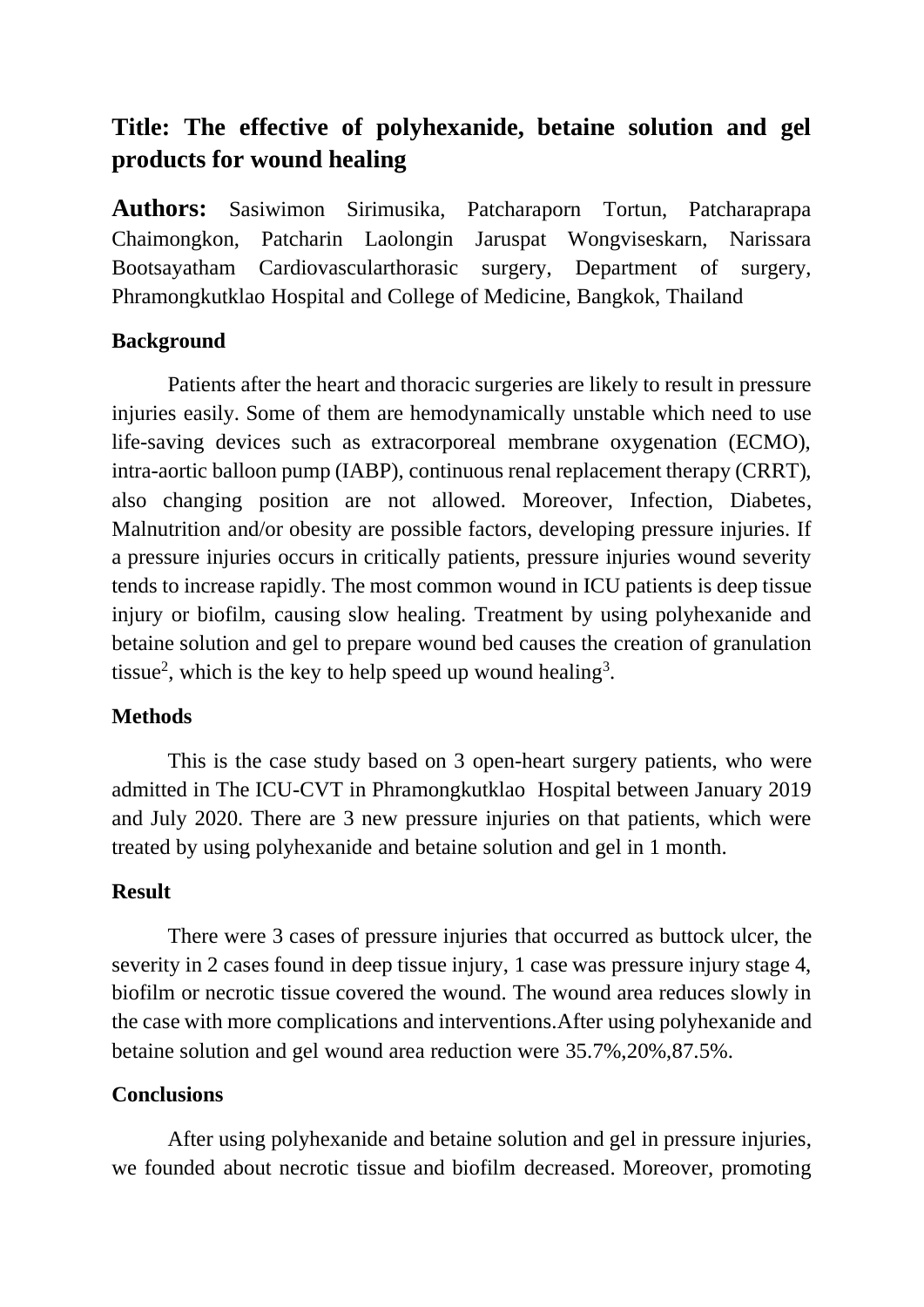# Title: The effective of polyhexanide, betaine solution and gel products for wound healing

**Authors:** Sasiwimon Sirimusika, Patcharaporn Tortun, Patcharaprapa Chaimongkon, Patcharin Laolongin Jaruspat Wongviseskarn, Narissara Bootsayatham Cardiovascularthorasic surgery, Department of surgery, Phramongkutklao Hospital and College of Medicine, Bangkok, Thailand

## Background

Patients after the heart and thoracic surgeries are likely to result in pressure injuries easily. Some of them are hemodynamically unstable which need to use life-saving devices such as extracorporeal membrane oxygenation (ECMO), intra-aortic balloon pump (IABP), continuous renal replacement therapy (CRRT), also changing position are not allowed. Moreover, Infection, Diabetes, Malnutrition and/or obesity are possible factors, developing pressure injuries. If a pressure injuries occurs in critically patients, pressure injuries wound severity tends to increase rapidly. The most common wound in ICU patients is deep tissue injury or biofilm, causing slow healing. Treatment by using polyhexanide and betaine solution and gel to prepare wound bed causes the creation of granulation tissue[2], which is the key to help speed up wound healing[3].

## Methods

This is the case study based on 3 open-heart surgery patients, who were admitted in The ICU-CVT in Phramongkutklao Hospital between January 2019 and July 2020. There are 3 new pressure injuries on that patients, which were treated by using polyhexanide and betaine solution and gel in 1 month.

## Result

There were 3 cases of pressure injuries that occurred as buttock ulcer, the severity in 2 cases found in deep tissue injury, 1 case was pressure injury stage 4, biofilm or necrotic tissue covered the wound. The wound area reduces slowly in the case with more complications and interventions.After using polyhexanide and betaine solution and gel wound area reduction were 35.7%,20%,87.5%.

## Conclusions

After using polyhexanide and betaine solution and gel in pressure injuries, we founded about necrotic tissue and biofilm decreased. Moreover, promoting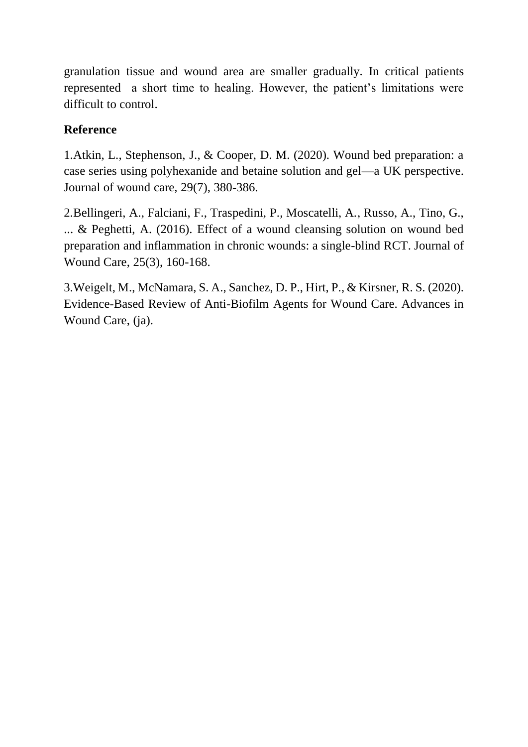granulation tissue and wound area are smaller gradually. In critical patients represented a short time to healing. However, the patient's limitations were difficult to control.

**Reference**

1.Atkin, L., Stephenson, J., & Cooper, D. M. (2020). Wound bed preparation: a case series using polyhexanide and betaine solution and gel—a UK perspective. Journal of wound care, 29(7), 380-386.

2.Bellingeri, A., Falciani, F., Traspedini, P., Moscatelli, A., Russo, A., Tino, G., ... & Peghetti, A. (2016). Effect of a wound cleansing solution on wound bed preparation and inflammation in chronic wounds: a single-blind RCT. Journal of Wound Care, 25(3), 160-168.

3.Weigelt, M., McNamara, S. A., Sanchez, D. P., Hirt, P., & Kirsner, R. S. (2020). Evidence-Based Review of Anti-Biofilm Agents for Wound Care. Advances in Wound Care, (ja).